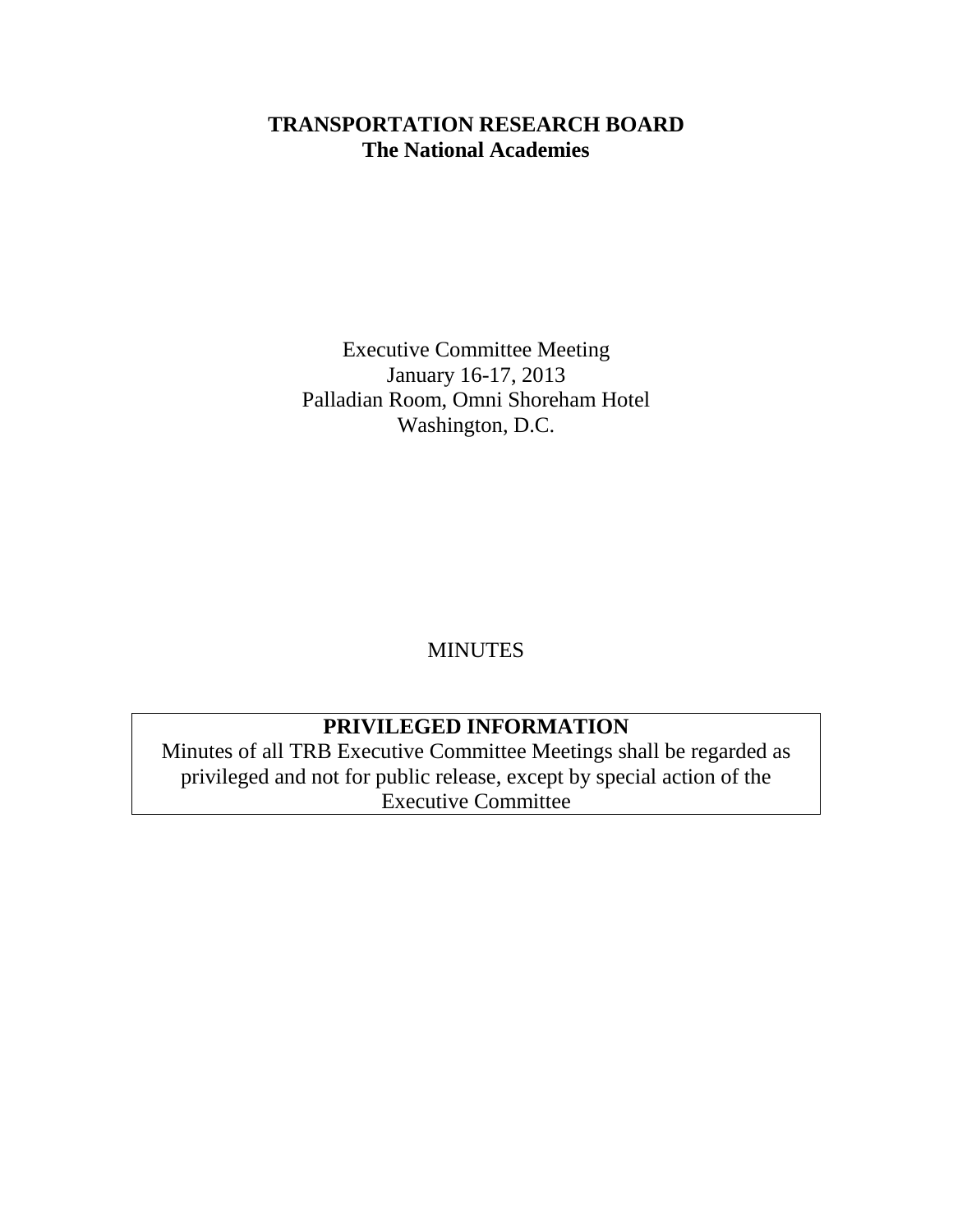**TRANSPORTATION RESEARCH BOARD**
**The National Academies**

Executive Committee Meeting
January 16-17, 2013
Palladian Room, Omni Shoreham Hotel
Washington, D.C.

MINUTES

**PRIVILEGED INFORMATION**
Minutes of all TRB Executive Committee Meetings shall be regarded as privileged and not for public release, except by special action of the Executive Committee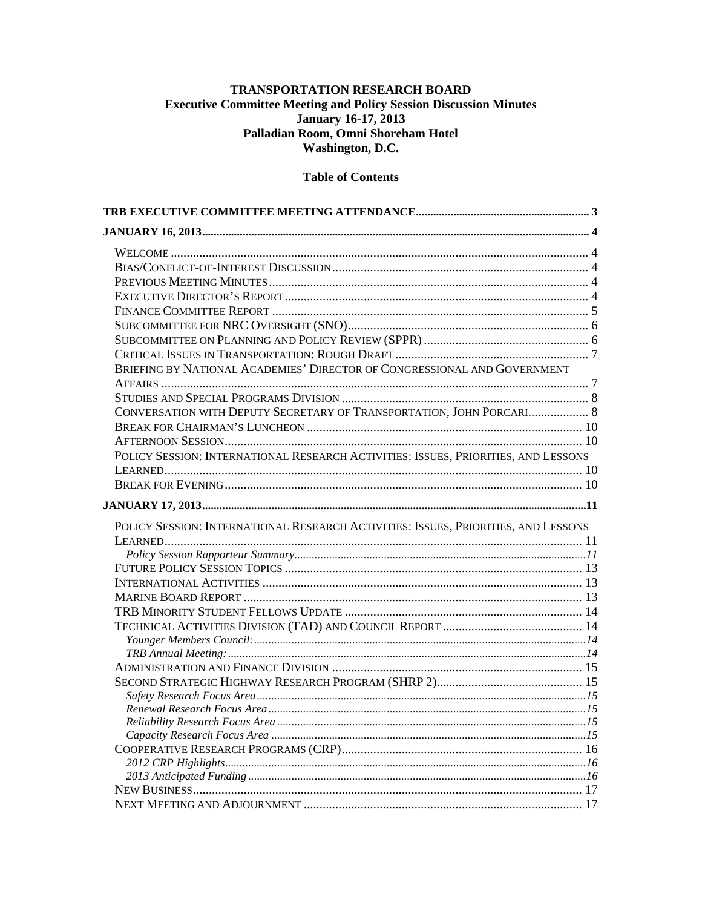**TRANSPORTATION RESEARCH BOARD**
**Executive Committee Meeting and Policy Session Discussion Minutes**
**January 16-17, 2013**
**Palladian Room, Omni Shoreham Hotel**
**Washington, D.C.**

**Table of Contents**

**TRB EXECUTIVE COMMITTEE MEETING ATTENDANCE** .......... 3

**JANUARY 16, 2013** .......... 4

- WELCOME .......... 4
- BIAS/CONFLICT-OF-INTEREST DISCUSSION .......... 4
- PREVIOUS MEETING MINUTES .......... 4
- EXECUTIVE DIRECTOR'S REPORT .......... 4
- FINANCE COMMITTEE REPORT .......... 5
- SUBCOMMITTEE FOR NRC OVERSIGHT (SNO) .......... 6
- SUBCOMMITTEE ON PLANNING AND POLICY REVIEW (SPPR) .......... 6
- CRITICAL ISSUES IN TRANSPORTATION: ROUGH DRAFT .......... 7
- BRIEFING BY NATIONAL ACADEMIES' DIRECTOR OF CONGRESSIONAL AND GOVERNMENT AFFAIRS .......... 7
- STUDIES AND SPECIAL PROGRAMS DIVISION .......... 8
- CONVERSATION WITH DEPUTY SECRETARY OF TRANSPORTATION, JOHN PORCARI .......... 8
- BREAK FOR CHAIRMAN'S LUNCHEON .......... 10
- AFTERNOON SESSION .......... 10
- POLICY SESSION: INTERNATIONAL RESEARCH ACTIVITIES: ISSUES, PRIORITIES, AND LESSONS LEARNED .......... 10
- BREAK FOR EVENING .......... 10

**JANUARY 17, 2013** .......... 11

- POLICY SESSION: INTERNATIONAL RESEARCH ACTIVITIES: ISSUES, PRIORITIES, AND LESSONS LEARNED .......... 11
  - *Policy Session Rapporteur Summary* .......... 11
- FUTURE POLICY SESSION TOPICS .......... 13
- INTERNATIONAL ACTIVITIES .......... 13
- MARINE BOARD REPORT .......... 13
- TRB MINORITY STUDENT FELLOWS UPDATE .......... 14
- TECHNICAL ACTIVITIES DIVISION (TAD) AND COUNCIL REPORT .......... 14
  - *Younger Members Council:* .......... 14
  - *TRB Annual Meeting:* .......... 14
- ADMINISTRATION AND FINANCE DIVISION .......... 15
- SECOND STRATEGIC HIGHWAY RESEARCH PROGRAM (SHRP 2) .......... 15
  - *Safety Research Focus Area* .......... 15
  - *Renewal Research Focus Area* .......... 15
  - *Reliability Research Focus Area* .......... 15
  - *Capacity Research Focus Area* .......... 15
- COOPERATIVE RESEARCH PROGRAMS (CRP) .......... 16
  - *2012 CRP Highlights* .......... 16
  - *2013 Anticipated Funding* .......... 16
- NEW BUSINESS .......... 17
- NEXT MEETING AND ADJOURNMENT .......... 17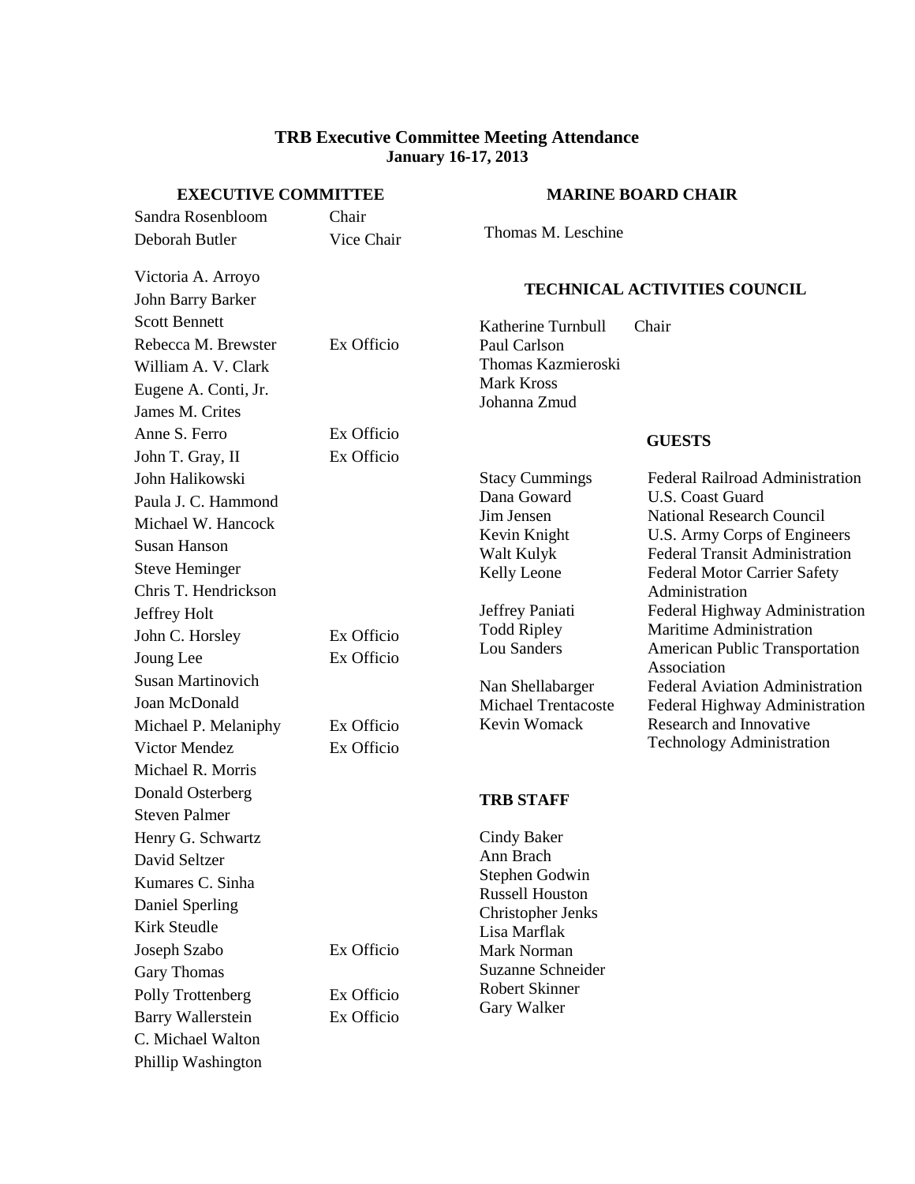# TRB Executive Committee Meeting Attendance
## January 16-17, 2013

### EXECUTIVE COMMITTEE

| Name | Role |
|---|---|
| Sandra Rosenbloom | Chair |
| Deborah Butler | Vice Chair |
| Victoria A. Arroyo | |
| John Barry Barker | |
| Scott Bennett | |
| Rebecca M. Brewster | Ex Officio |
| William A. V. Clark | |
| Eugene A. Conti, Jr. | |
| James M. Crites | |
| Anne S. Ferro | Ex Officio |
| John T. Gray, II | Ex Officio |
| John Halikowski | |
| Paula J. C. Hammond | |
| Michael W. Hancock | |
| Susan Hanson | |
| Steve Heminger | |
| Chris T. Hendrickson | |
| Jeffrey Holt | |
| John C. Horsley | Ex Officio |
| Joung Lee | Ex Officio |
| Susan Martinovich | |
| Joan McDonald | |
| Michael P. Melaniphy | Ex Officio |
| Victor Mendez | Ex Officio |
| Michael R. Morris | |
| Donald Osterberg | |
| Steven Palmer | |
| Henry G. Schwartz | |
| David Seltzer | |
| Kumares C. Sinha | |
| Daniel Sperling | |
| Kirk Steudle | |
| Joseph Szabo | Ex Officio |
| Gary Thomas | |
| Polly Trottenberg | Ex Officio |
| Barry Wallerstein | Ex Officio |
| C. Michael Walton | |
| Phillip Washington | |

### MARINE BOARD CHAIR

Thomas M. Leschine

### TECHNICAL ACTIVITIES COUNCIL

| Name | Role |
|---|---|
| Katherine Turnbull | Chair |
| Paul Carlson | |
| Thomas Kazmieroski | |
| Mark Kross | |
| Johanna Zmud | |

### GUESTS

| Name | Organization |
|---|---|
| Stacy Cummings | Federal Railroad Administration |
| Dana Goward | U.S. Coast Guard |
| Jim Jensen | National Research Council |
| Kevin Knight | U.S. Army Corps of Engineers |
| Walt Kulyk | Federal Transit Administration |
| Kelly Leone | Federal Motor Carrier Safety Administration |
| Jeffrey Paniati | Federal Highway Administration |
| Todd Ripley | Maritime Administration |
| Lou Sanders | American Public Transportation Association |
| Nan Shellabarger | Federal Aviation Administration |
| Michael Trentacoste | Federal Highway Administration |
| Kevin Womack | Research and Innovative Technology Administration |

### TRB STAFF

- Cindy Baker
- Ann Brach
- Stephen Godwin
- Russell Houston
- Christopher Jenks
- Lisa Marflak
- Mark Norman
- Suzanne Schneider
- Robert Skinner
- Gary Walker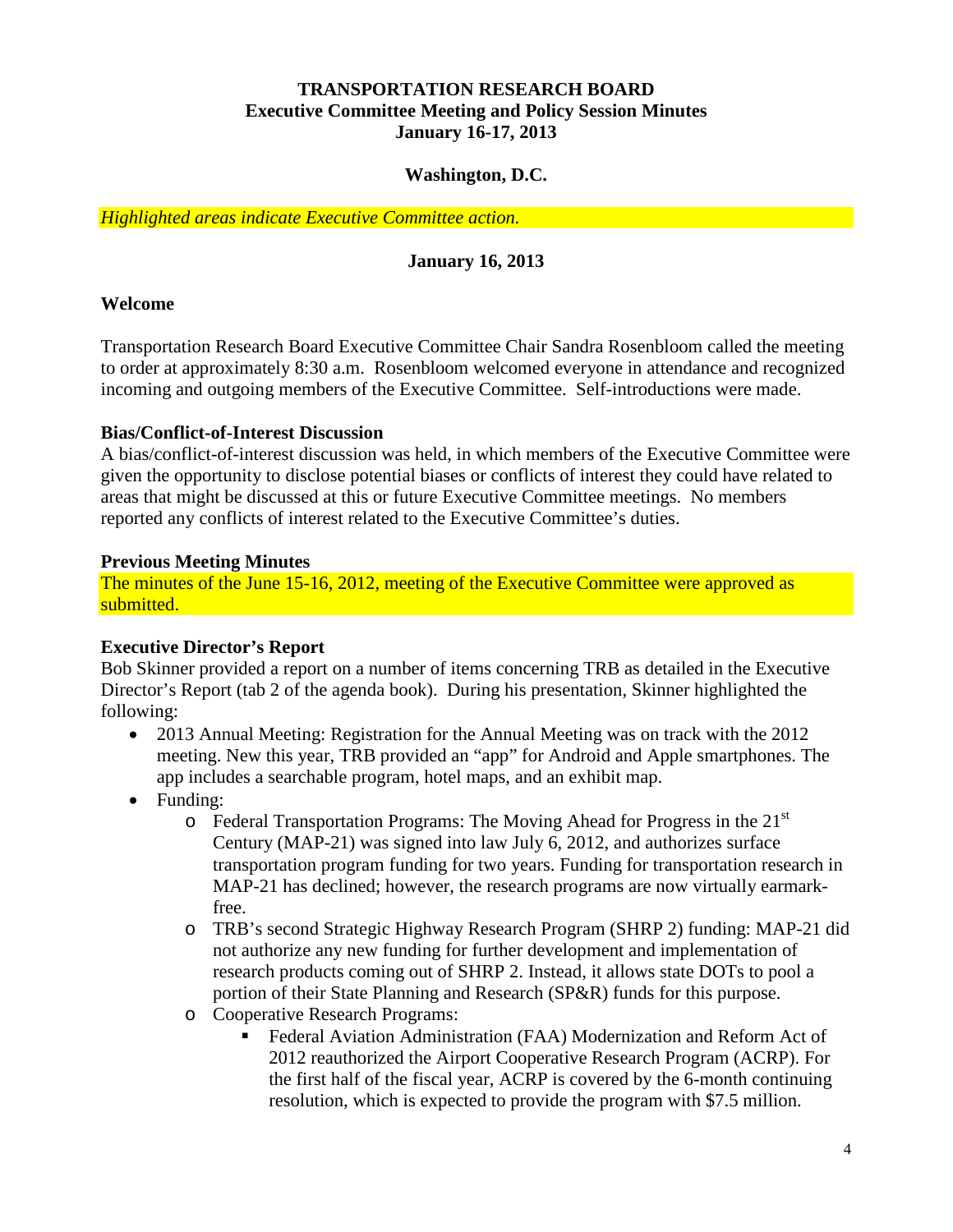# TRANSPORTATION RESEARCH BOARD
## Executive Committee Meeting and Policy Session Minutes
## January 16-17, 2013

### Washington, D.C.

*Highlighted areas indicate Executive Committee action.*

### January 16, 2013

**Welcome**

Transportation Research Board Executive Committee Chair Sandra Rosenbloom called the meeting to order at approximately 8:30 a.m. Rosenbloom welcomed everyone in attendance and recognized incoming and outgoing members of the Executive Committee. Self-introductions were made.

**Bias/Conflict-of-Interest Discussion**

A bias/conflict-of-interest discussion was held, in which members of the Executive Committee were given the opportunity to disclose potential biases or conflicts of interest they could have related to areas that might be discussed at this or future Executive Committee meetings. No members reported any conflicts of interest related to the Executive Committee's duties.

**Previous Meeting Minutes**

The minutes of the June 15-16, 2012, meeting of the Executive Committee were approved as submitted.

**Executive Director's Report**

Bob Skinner provided a report on a number of items concerning TRB as detailed in the Executive Director's Report (tab 2 of the agenda book). During his presentation, Skinner highlighted the following:

- 2013 Annual Meeting: Registration for the Annual Meeting was on track with the 2012 meeting. New this year, TRB provided an "app" for Android and Apple smartphones. The app includes a searchable program, hotel maps, and an exhibit map.
- Funding:
  - Federal Transportation Programs: The Moving Ahead for Progress in the 21st Century (MAP-21) was signed into law July 6, 2012, and authorizes surface transportation program funding for two years. Funding for transportation research in MAP-21 has declined; however, the research programs are now virtually earmark-free.
  - TRB's second Strategic Highway Research Program (SHRP 2) funding: MAP-21 did not authorize any new funding for further development and implementation of research products coming out of SHRP 2. Instead, it allows state DOTs to pool a portion of their State Planning and Research (SP&R) funds for this purpose.
  - Cooperative Research Programs:
    - Federal Aviation Administration (FAA) Modernization and Reform Act of 2012 reauthorized the Airport Cooperative Research Program (ACRP). For the first half of the fiscal year, ACRP is covered by the 6-month continuing resolution, which is expected to provide the program with $7.5 million.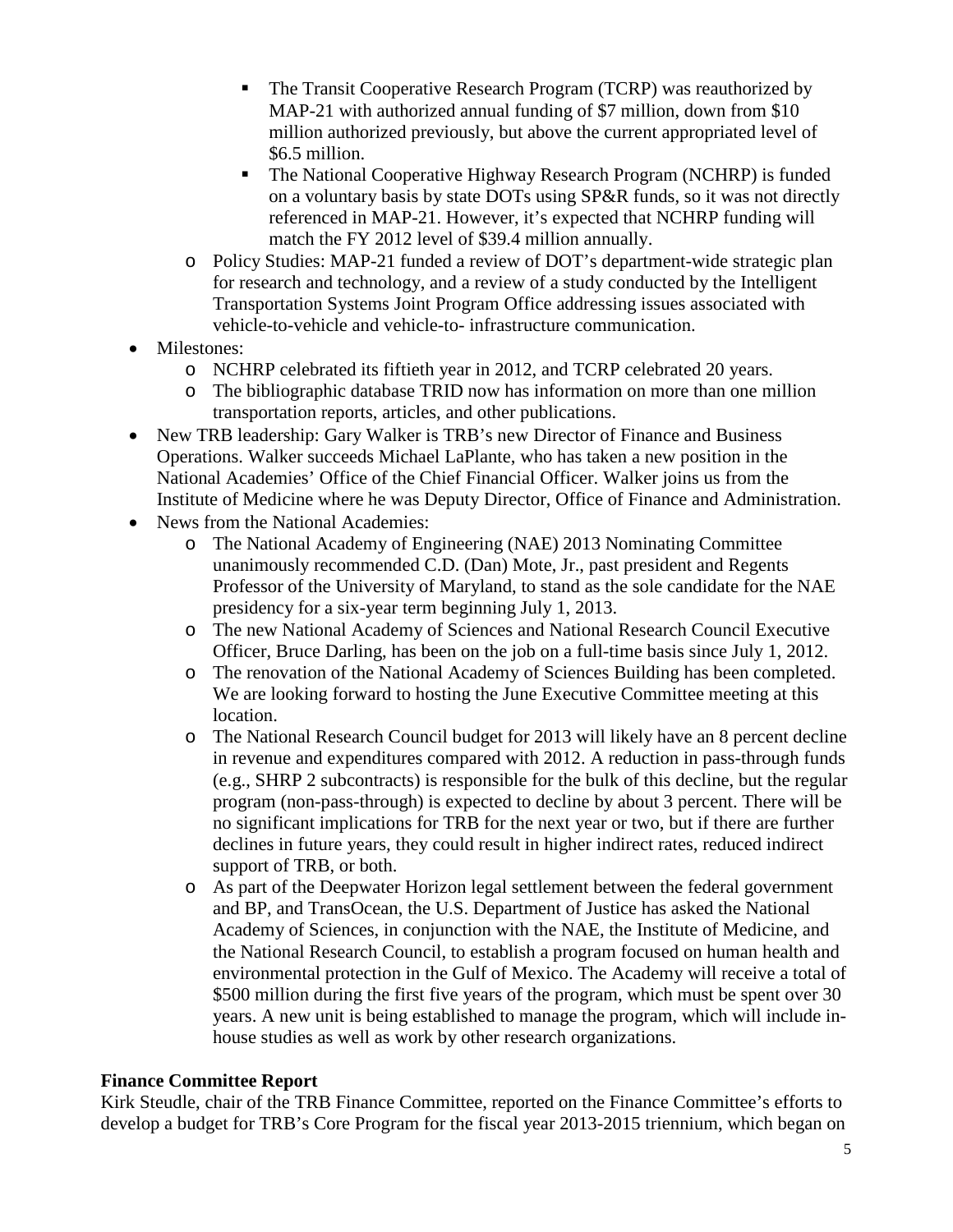- The Transit Cooperative Research Program (TCRP) was reauthorized by MAP-21 with authorized annual funding of $7 million, down from $10 million authorized previously, but above the current appropriated level of $6.5 million.
        - The National Cooperative Highway Research Program (NCHRP) is funded on a voluntary basis by state DOTs using SP&R funds, so it was not directly referenced in MAP-21. However, it's expected that NCHRP funding will match the FY 2012 level of $39.4 million annually.
    - Policy Studies: MAP-21 funded a review of DOT's department-wide strategic plan for research and technology, and a review of a study conducted by the Intelligent Transportation Systems Joint Program Office addressing issues associated with vehicle-to-vehicle and vehicle-to- infrastructure communication.
- Milestones:
    - NCHRP celebrated its fiftieth year in 2012, and TCRP celebrated 20 years.
    - The bibliographic database TRID now has information on more than one million transportation reports, articles, and other publications.
- New TRB leadership: Gary Walker is TRB's new Director of Finance and Business Operations. Walker succeeds Michael LaPlante, who has taken a new position in the National Academies' Office of the Chief Financial Officer. Walker joins us from the Institute of Medicine where he was Deputy Director, Office of Finance and Administration.
- News from the National Academies:
    - The National Academy of Engineering (NAE) 2013 Nominating Committee unanimously recommended C.D. (Dan) Mote, Jr., past president and Regents Professor of the University of Maryland, to stand as the sole candidate for the NAE presidency for a six-year term beginning July 1, 2013.
    - The new National Academy of Sciences and National Research Council Executive Officer, Bruce Darling, has been on the job on a full-time basis since July 1, 2012.
    - The renovation of the National Academy of Sciences Building has been completed. We are looking forward to hosting the June Executive Committee meeting at this location.
    - The National Research Council budget for 2013 will likely have an 8 percent decline in revenue and expenditures compared with 2012. A reduction in pass-through funds (e.g., SHRP 2 subcontracts) is responsible for the bulk of this decline, but the regular program (non-pass-through) is expected to decline by about 3 percent. There will be no significant implications for TRB for the next year or two, but if there are further declines in future years, they could result in higher indirect rates, reduced indirect support of TRB, or both.
    - As part of the Deepwater Horizon legal settlement between the federal government and BP, and TransOcean, the U.S. Department of Justice has asked the National Academy of Sciences, in conjunction with the NAE, the Institute of Medicine, and the National Research Council, to establish a program focused on human health and environmental protection in the Gulf of Mexico. The Academy will receive a total of $500 million during the first five years of the program, which must be spent over 30 years. A new unit is being established to manage the program, which will include in-house studies as well as work by other research organizations.

**Finance Committee Report**

Kirk Steudle, chair of the TRB Finance Committee, reported on the Finance Committee's efforts to develop a budget for TRB's Core Program for the fiscal year 2013-2015 triennium, which began on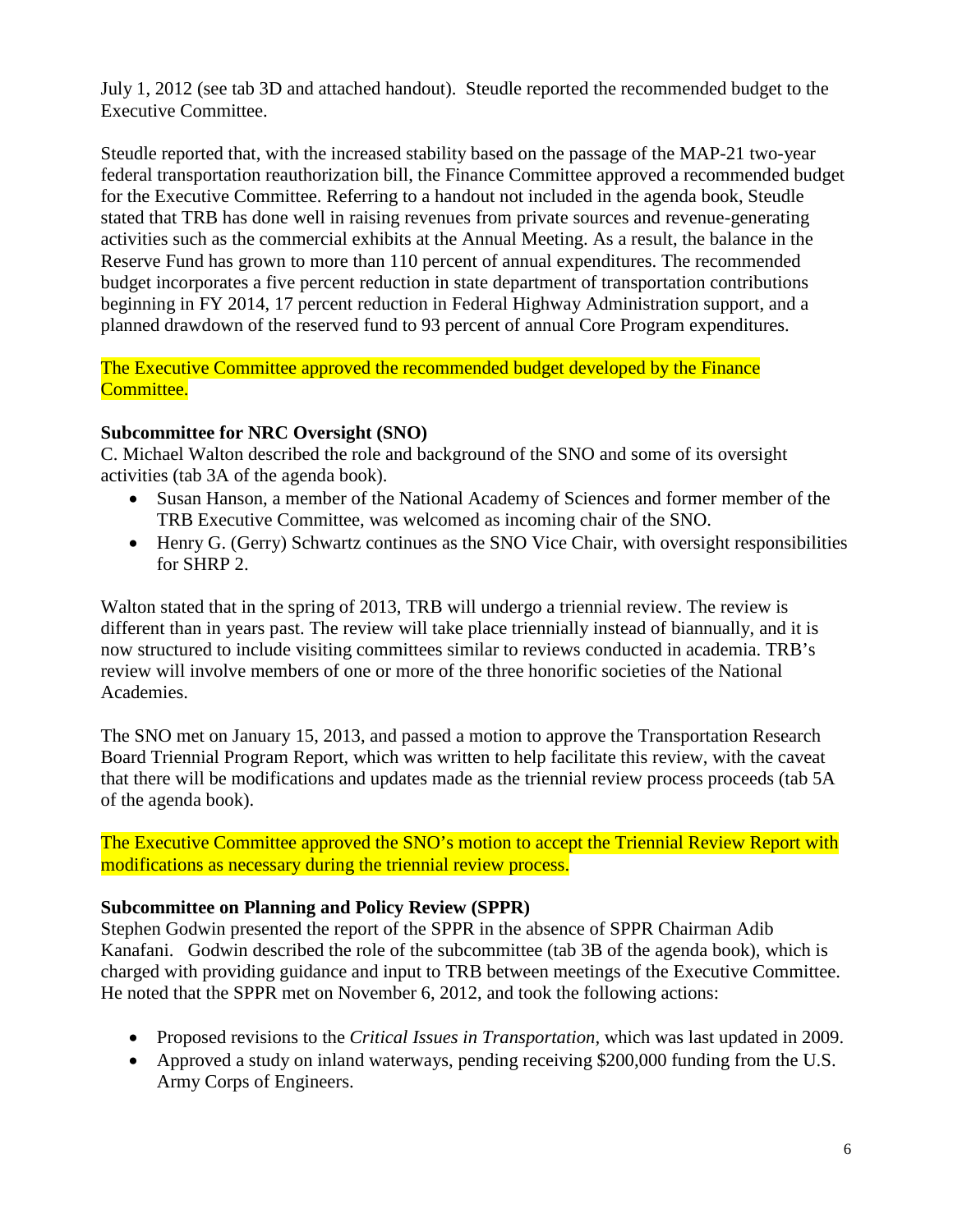July 1, 2012 (see tab 3D and attached handout). Steudle reported the recommended budget to the Executive Committee.

Steudle reported that, with the increased stability based on the passage of the MAP-21 two-year federal transportation reauthorization bill, the Finance Committee approved a recommended budget for the Executive Committee. Referring to a handout not included in the agenda book, Steudle stated that TRB has done well in raising revenues from private sources and revenue-generating activities such as the commercial exhibits at the Annual Meeting. As a result, the balance in the Reserve Fund has grown to more than 110 percent of annual expenditures. The recommended budget incorporates a five percent reduction in state department of transportation contributions beginning in FY 2014, 17 percent reduction in Federal Highway Administration support, and a planned drawdown of the reserved fund to 93 percent of annual Core Program expenditures.

The Executive Committee approved the recommended budget developed by the Finance Committee.

**Subcommittee for NRC Oversight (SNO)**

C. Michael Walton described the role and background of the SNO and some of its oversight activities (tab 3A of the agenda book).

- Susan Hanson, a member of the National Academy of Sciences and former member of the TRB Executive Committee, was welcomed as incoming chair of the SNO.
- Henry G. (Gerry) Schwartz continues as the SNO Vice Chair, with oversight responsibilities for SHRP 2.

Walton stated that in the spring of 2013, TRB will undergo a triennial review. The review is different than in years past. The review will take place triennially instead of biannually, and it is now structured to include visiting committees similar to reviews conducted in academia. TRB's review will involve members of one or more of the three honorific societies of the National Academies.

The SNO met on January 15, 2013, and passed a motion to approve the Transportation Research Board Triennial Program Report, which was written to help facilitate this review, with the caveat that there will be modifications and updates made as the triennial review process proceeds (tab 5A of the agenda book).

The Executive Committee approved the SNO's motion to accept the Triennial Review Report with modifications as necessary during the triennial review process.

**Subcommittee on Planning and Policy Review (SPPR)**

Stephen Godwin presented the report of the SPPR in the absence of SPPR Chairman Adib Kanafani. Godwin described the role of the subcommittee (tab 3B of the agenda book), which is charged with providing guidance and input to TRB between meetings of the Executive Committee. He noted that the SPPR met on November 6, 2012, and took the following actions:

- Proposed revisions to the *Critical Issues in Transportation*, which was last updated in 2009.
- Approved a study on inland waterways, pending receiving $200,000 funding from the U.S. Army Corps of Engineers.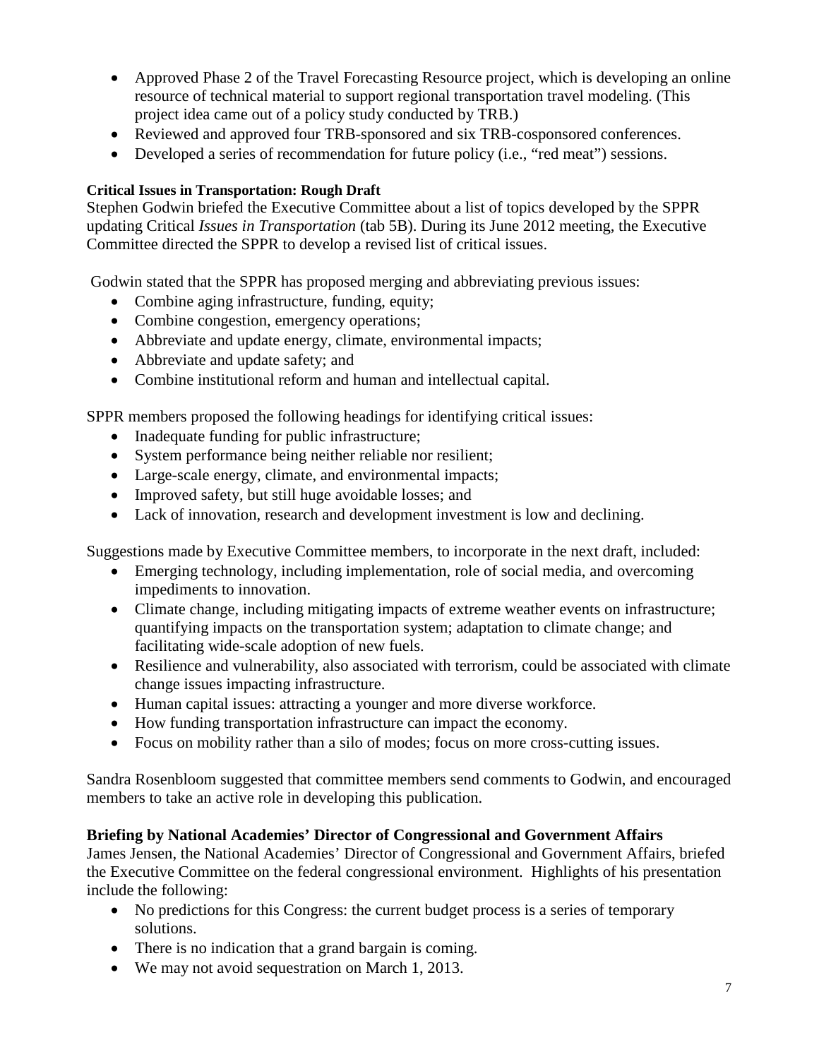- Approved Phase 2 of the Travel Forecasting Resource project, which is developing an online resource of technical material to support regional transportation travel modeling. (This project idea came out of a policy study conducted by TRB.)
- Reviewed and approved four TRB-sponsored and six TRB-cosponsored conferences.
- Developed a series of recommendation for future policy (i.e., "red meat") sessions.

#### Critical Issues in Transportation: Rough Draft

Stephen Godwin briefed the Executive Committee about a list of topics developed by the SPPR updating Critical *Issues in Transportation* (tab 5B). During its June 2012 meeting, the Executive Committee directed the SPPR to develop a revised list of critical issues.

Godwin stated that the SPPR has proposed merging and abbreviating previous issues:

- Combine aging infrastructure, funding, equity;
- Combine congestion, emergency operations;
- Abbreviate and update energy, climate, environmental impacts;
- Abbreviate and update safety; and
- Combine institutional reform and human and intellectual capital.

SPPR members proposed the following headings for identifying critical issues:

- Inadequate funding for public infrastructure;
- System performance being neither reliable nor resilient;
- Large-scale energy, climate, and environmental impacts;
- Improved safety, but still huge avoidable losses; and
- Lack of innovation, research and development investment is low and declining.

Suggestions made by Executive Committee members, to incorporate in the next draft, included:

- Emerging technology, including implementation, role of social media, and overcoming impediments to innovation.
- Climate change, including mitigating impacts of extreme weather events on infrastructure; quantifying impacts on the transportation system; adaptation to climate change; and facilitating wide-scale adoption of new fuels.
- Resilience and vulnerability, also associated with terrorism, could be associated with climate change issues impacting infrastructure.
- Human capital issues: attracting a younger and more diverse workforce.
- How funding transportation infrastructure can impact the economy.
- Focus on mobility rather than a silo of modes; focus on more cross-cutting issues.

Sandra Rosenbloom suggested that committee members send comments to Godwin, and encouraged members to take an active role in developing this publication.

### Briefing by National Academies' Director of Congressional and Government Affairs

James Jensen, the National Academies' Director of Congressional and Government Affairs, briefed the Executive Committee on the federal congressional environment. Highlights of his presentation include the following:

- No predictions for this Congress: the current budget process is a series of temporary solutions.
- There is no indication that a grand bargain is coming.
- We may not avoid sequestration on March 1, 2013.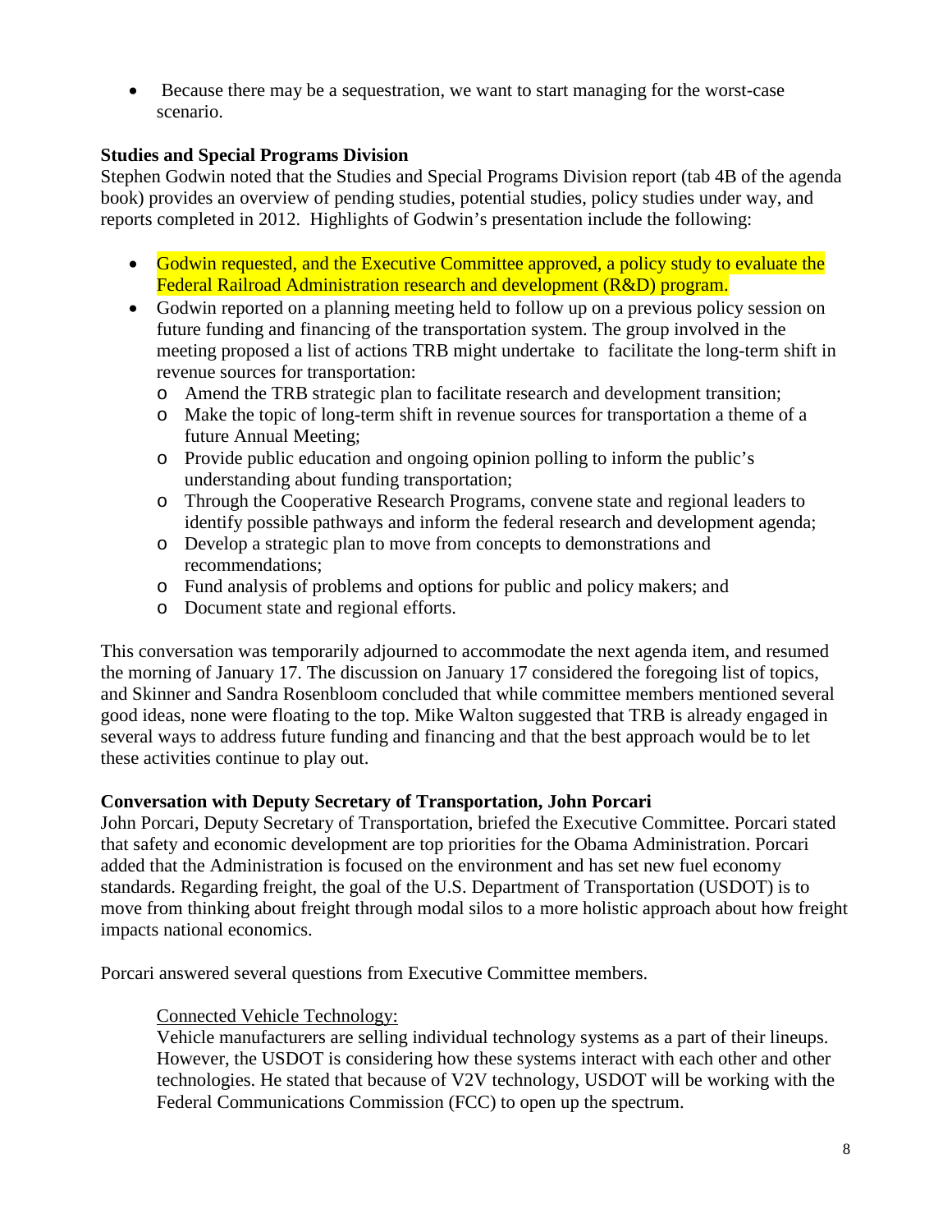- Because there may be a sequestration, we want to start managing for the worst-case scenario.

**Studies and Special Programs Division**

Stephen Godwin noted that the Studies and Special Programs Division report (tab 4B of the agenda book) provides an overview of pending studies, potential studies, policy studies under way, and reports completed in 2012. Highlights of Godwin's presentation include the following:

- Godwin requested, and the Executive Committee approved, a policy study to evaluate the Federal Railroad Administration research and development (R&D) program.
- Godwin reported on a planning meeting held to follow up on a previous policy session on future funding and financing of the transportation system. The group involved in the meeting proposed a list of actions TRB might undertake to facilitate the long-term shift in revenue sources for transportation:
  - Amend the TRB strategic plan to facilitate research and development transition;
  - Make the topic of long-term shift in revenue sources for transportation a theme of a future Annual Meeting;
  - Provide public education and ongoing opinion polling to inform the public's understanding about funding transportation;
  - Through the Cooperative Research Programs, convene state and regional leaders to identify possible pathways and inform the federal research and development agenda;
  - Develop a strategic plan to move from concepts to demonstrations and recommendations;
  - Fund analysis of problems and options for public and policy makers; and
  - Document state and regional efforts.

This conversation was temporarily adjourned to accommodate the next agenda item, and resumed the morning of January 17. The discussion on January 17 considered the foregoing list of topics, and Skinner and Sandra Rosenbloom concluded that while committee members mentioned several good ideas, none were floating to the top. Mike Walton suggested that TRB is already engaged in several ways to address future funding and financing and that the best approach would be to let these activities continue to play out.

**Conversation with Deputy Secretary of Transportation, John Porcari**

John Porcari, Deputy Secretary of Transportation, briefed the Executive Committee. Porcari stated that safety and economic development are top priorities for the Obama Administration. Porcari added that the Administration is focused on the environment and has set new fuel economy standards. Regarding freight, the goal of the U.S. Department of Transportation (USDOT) is to move from thinking about freight through modal silos to a more holistic approach about how freight impacts national economics.

Porcari answered several questions from Executive Committee members.

Connected Vehicle Technology:

Vehicle manufacturers are selling individual technology systems as a part of their lineups. However, the USDOT is considering how these systems interact with each other and other technologies. He stated that because of V2V technology, USDOT will be working with the Federal Communications Commission (FCC) to open up the spectrum.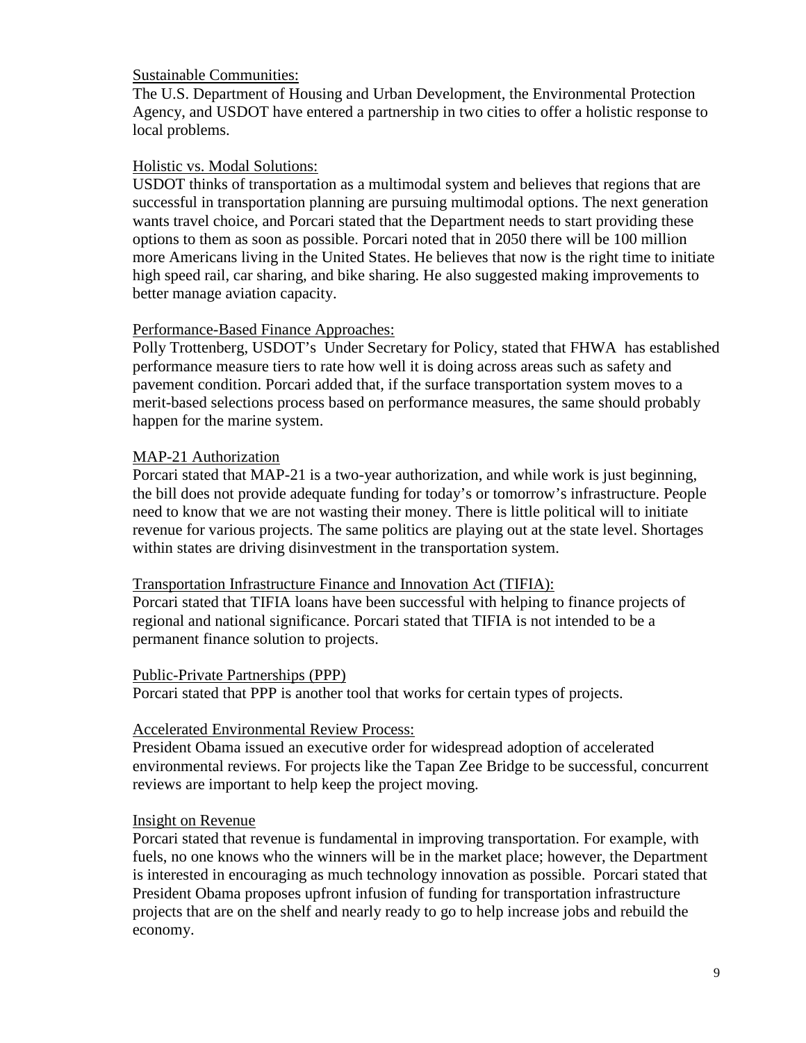Sustainable Communities:

The U.S. Department of Housing and Urban Development, the Environmental Protection Agency, and USDOT have entered a partnership in two cities to offer a holistic response to local problems.

Holistic vs. Modal Solutions:

USDOT thinks of transportation as a multimodal system and believes that regions that are successful in transportation planning are pursuing multimodal options. The next generation wants travel choice, and Porcari stated that the Department needs to start providing these options to them as soon as possible. Porcari noted that in 2050 there will be 100 million more Americans living in the United States. He believes that now is the right time to initiate high speed rail, car sharing, and bike sharing. He also suggested making improvements to better manage aviation capacity.

Performance-Based Finance Approaches:

Polly Trottenberg, USDOT's Under Secretary for Policy, stated that FHWA has established performance measure tiers to rate how well it is doing across areas such as safety and pavement condition. Porcari added that, if the surface transportation system moves to a merit-based selections process based on performance measures, the same should probably happen for the marine system.

MAP-21 Authorization

Porcari stated that MAP-21 is a two-year authorization, and while work is just beginning, the bill does not provide adequate funding for today's or tomorrow's infrastructure. People need to know that we are not wasting their money. There is little political will to initiate revenue for various projects. The same politics are playing out at the state level. Shortages within states are driving disinvestment in the transportation system.

Transportation Infrastructure Finance and Innovation Act (TIFIA):

Porcari stated that TIFIA loans have been successful with helping to finance projects of regional and national significance. Porcari stated that TIFIA is not intended to be a permanent finance solution to projects.

Public-Private Partnerships (PPP)

Porcari stated that PPP is another tool that works for certain types of projects.

Accelerated Environmental Review Process:

President Obama issued an executive order for widespread adoption of accelerated environmental reviews. For projects like the Tapan Zee Bridge to be successful, concurrent reviews are important to help keep the project moving.

Insight on Revenue

Porcari stated that revenue is fundamental in improving transportation. For example, with fuels, no one knows who the winners will be in the market place; however, the Department is interested in encouraging as much technology innovation as possible. Porcari stated that President Obama proposes upfront infusion of funding for transportation infrastructure projects that are on the shelf and nearly ready to go to help increase jobs and rebuild the economy.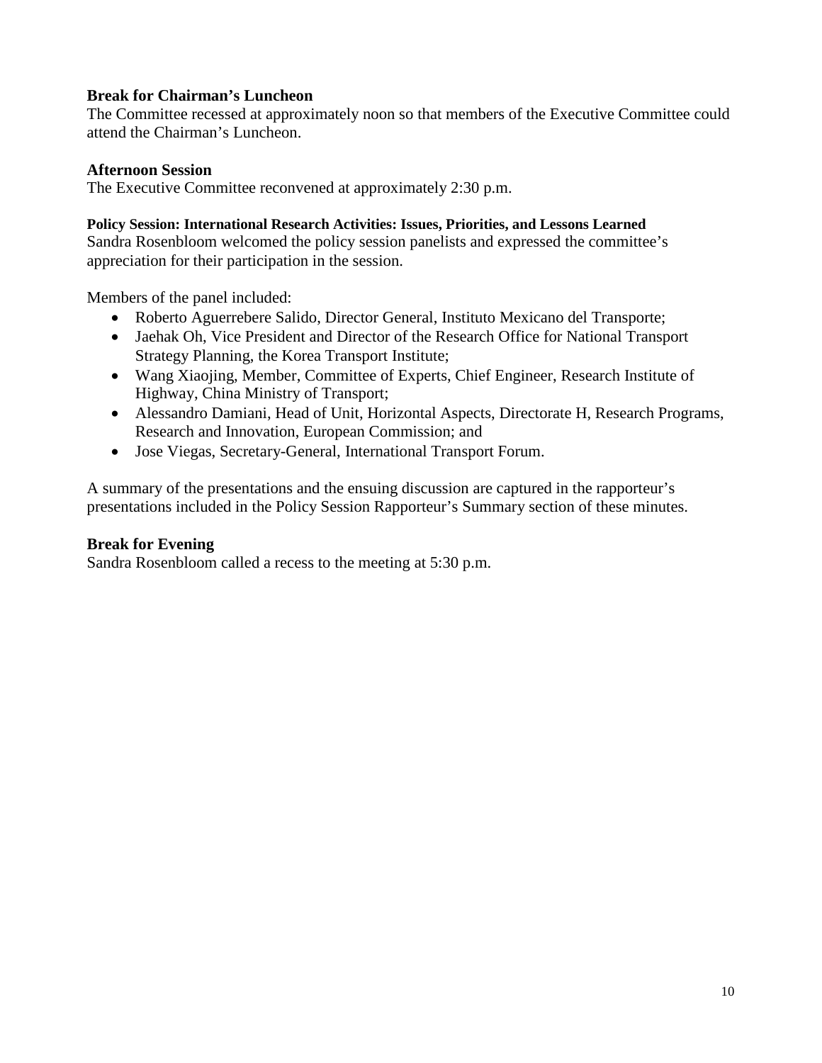**Break for Chairman's Luncheon**
The Committee recessed at approximately noon so that members of the Executive Committee could attend the Chairman's Luncheon.

**Afternoon Session**
The Executive Committee reconvened at approximately 2:30 p.m.

**Policy Session: International Research Activities: Issues, Priorities, and Lessons Learned**
Sandra Rosenbloom welcomed the policy session panelists and expressed the committee's appreciation for their participation in the session.

Members of the panel included:

- Roberto Aguerrebere Salido, Director General, Instituto Mexicano del Transporte;
- Jaehak Oh, Vice President and Director of the Research Office for National Transport Strategy Planning, the Korea Transport Institute;
- Wang Xiaojing, Member, Committee of Experts, Chief Engineer, Research Institute of Highway, China Ministry of Transport;
- Alessandro Damiani, Head of Unit, Horizontal Aspects, Directorate H, Research Programs, Research and Innovation, European Commission; and
- Jose Viegas, Secretary-General, International Transport Forum.

A summary of the presentations and the ensuing discussion are captured in the rapporteur's presentations included in the Policy Session Rapporteur's Summary section of these minutes.

**Break for Evening**
Sandra Rosenbloom called a recess to the meeting at 5:30 p.m.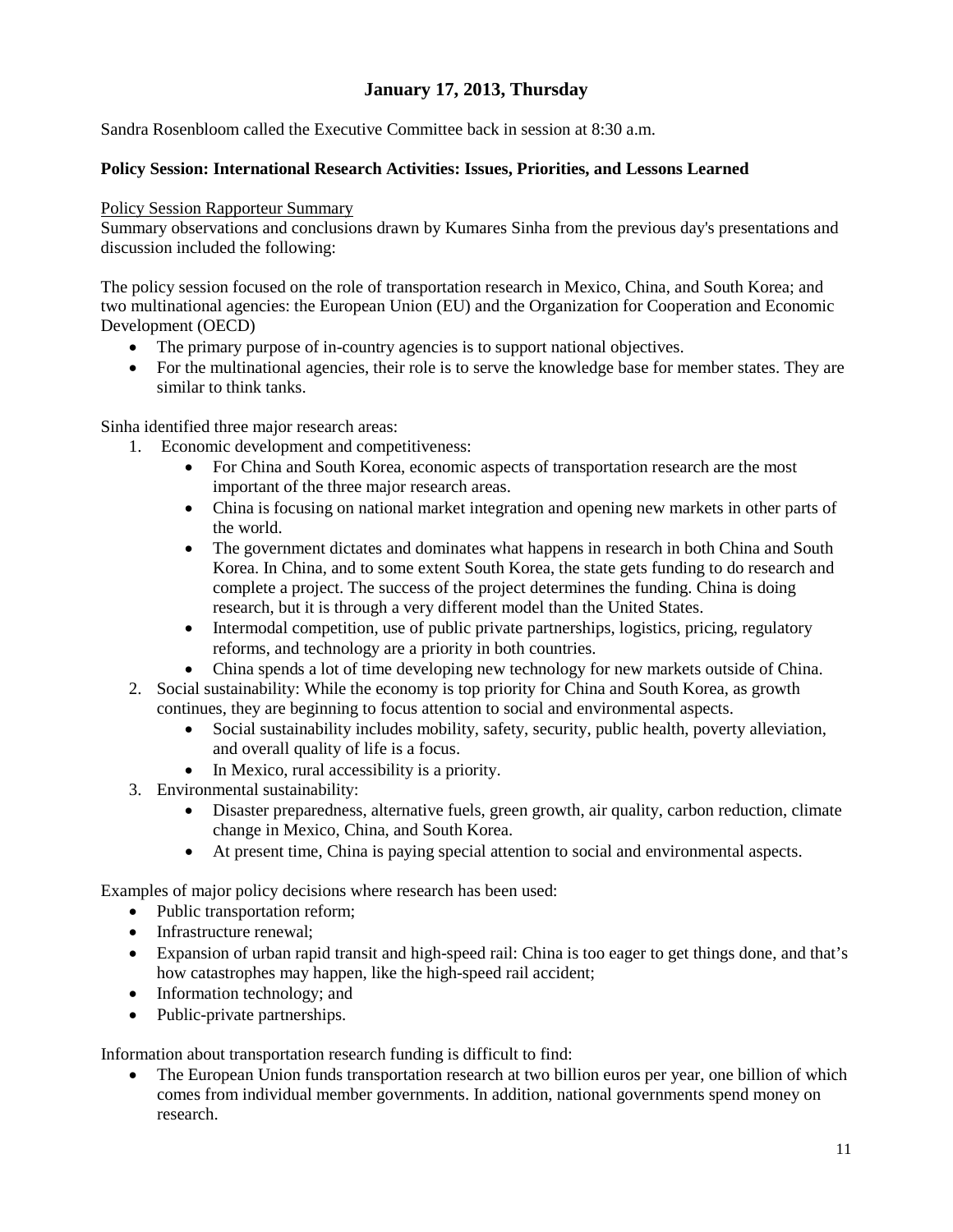## January 17, 2013, Thursday

Sandra Rosenbloom called the Executive Committee back in session at 8:30 a.m.

### Policy Session: International Research Activities: Issues, Priorities, and Lessons Learned

Policy Session Rapporteur Summary

Summary observations and conclusions drawn by Kumares Sinha from the previous day's presentations and discussion included the following:

The policy session focused on the role of transportation research in Mexico, China, and South Korea; and two multinational agencies: the European Union (EU) and the Organization for Cooperation and Economic Development (OECD)

- The primary purpose of in-country agencies is to support national objectives.
- For the multinational agencies, their role is to serve the knowledge base for member states. They are similar to think tanks.

Sinha identified three major research areas:

1. Economic development and competitiveness:
   - For China and South Korea, economic aspects of transportation research are the most important of the three major research areas.
   - China is focusing on national market integration and opening new markets in other parts of the world.
   - The government dictates and dominates what happens in research in both China and South Korea. In China, and to some extent South Korea, the state gets funding to do research and complete a project. The success of the project determines the funding. China is doing research, but it is through a very different model than the United States.
   - Intermodal competition, use of public private partnerships, logistics, pricing, regulatory reforms, and technology are a priority in both countries.
   - China spends a lot of time developing new technology for new markets outside of China.
2. Social sustainability: While the economy is top priority for China and South Korea, as growth continues, they are beginning to focus attention to social and environmental aspects.
   - Social sustainability includes mobility, safety, security, public health, poverty alleviation, and overall quality of life is a focus.
   - In Mexico, rural accessibility is a priority.
3. Environmental sustainability:
   - Disaster preparedness, alternative fuels, green growth, air quality, carbon reduction, climate change in Mexico, China, and South Korea.
   - At present time, China is paying special attention to social and environmental aspects.

Examples of major policy decisions where research has been used:

- Public transportation reform;
- Infrastructure renewal;
- Expansion of urban rapid transit and high-speed rail: China is too eager to get things done, and that's how catastrophes may happen, like the high-speed rail accident;
- Information technology; and
- Public-private partnerships.

Information about transportation research funding is difficult to find:

- The European Union funds transportation research at two billion euros per year, one billion of which comes from individual member governments. In addition, national governments spend money on research.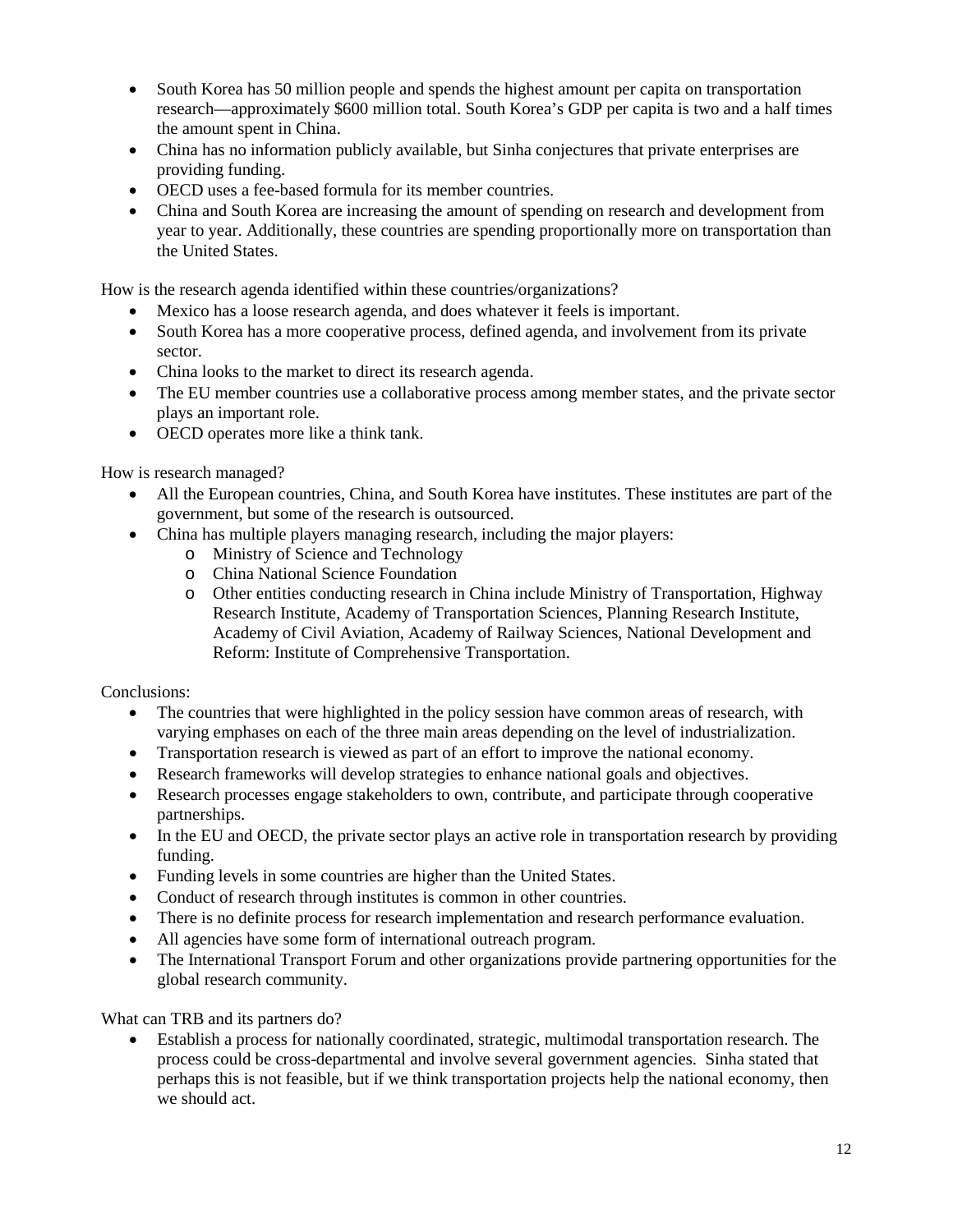- South Korea has 50 million people and spends the highest amount per capita on transportation research—approximately \$600 million total. South Korea's GDP per capita is two and a half times the amount spent in China.
- China has no information publicly available, but Sinha conjectures that private enterprises are providing funding.
- OECD uses a fee-based formula for its member countries.
- China and South Korea are increasing the amount of spending on research and development from year to year. Additionally, these countries are spending proportionally more on transportation than the United States.

How is the research agenda identified within these countries/organizations?

- Mexico has a loose research agenda, and does whatever it feels is important.
- South Korea has a more cooperative process, defined agenda, and involvement from its private sector.
- China looks to the market to direct its research agenda.
- The EU member countries use a collaborative process among member states, and the private sector plays an important role.
- OECD operates more like a think tank.

How is research managed?

- All the European countries, China, and South Korea have institutes. These institutes are part of the government, but some of the research is outsourced.
- China has multiple players managing research, including the major players:
  - Ministry of Science and Technology
  - China National Science Foundation
  - Other entities conducting research in China include Ministry of Transportation, Highway Research Institute, Academy of Transportation Sciences, Planning Research Institute, Academy of Civil Aviation, Academy of Railway Sciences, National Development and Reform: Institute of Comprehensive Transportation.

Conclusions:

- The countries that were highlighted in the policy session have common areas of research, with varying emphases on each of the three main areas depending on the level of industrialization.
- Transportation research is viewed as part of an effort to improve the national economy.
- Research frameworks will develop strategies to enhance national goals and objectives.
- Research processes engage stakeholders to own, contribute, and participate through cooperative partnerships.
- In the EU and OECD, the private sector plays an active role in transportation research by providing funding.
- Funding levels in some countries are higher than the United States.
- Conduct of research through institutes is common in other countries.
- There is no definite process for research implementation and research performance evaluation.
- All agencies have some form of international outreach program.
- The International Transport Forum and other organizations provide partnering opportunities for the global research community.

What can TRB and its partners do?

- Establish a process for nationally coordinated, strategic, multimodal transportation research. The process could be cross-departmental and involve several government agencies. Sinha stated that perhaps this is not feasible, but if we think transportation projects help the national economy, then we should act.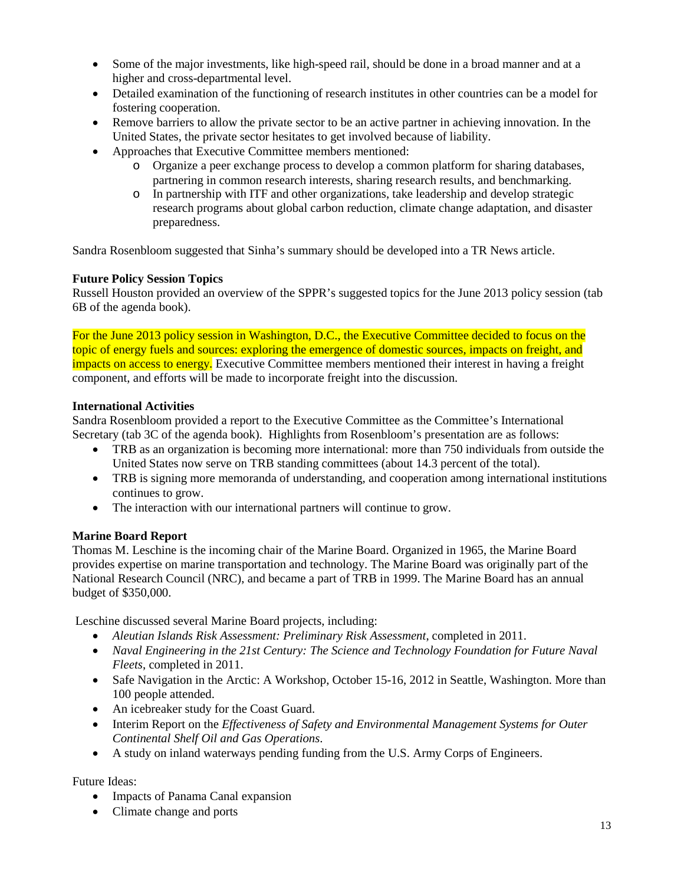- Some of the major investments, like high-speed rail, should be done in a broad manner and at a higher and cross-departmental level.
- Detailed examination of the functioning of research institutes in other countries can be a model for fostering cooperation.
- Remove barriers to allow the private sector to be an active partner in achieving innovation. In the United States, the private sector hesitates to get involved because of liability.
- Approaches that Executive Committee members mentioned:
  - Organize a peer exchange process to develop a common platform for sharing databases, partnering in common research interests, sharing research results, and benchmarking.
  - In partnership with ITF and other organizations, take leadership and develop strategic research programs about global carbon reduction, climate change adaptation, and disaster preparedness.

Sandra Rosenbloom suggested that Sinha's summary should be developed into a TR News article.

**Future Policy Session Topics**

Russell Houston provided an overview of the SPPR's suggested topics for the June 2013 policy session (tab 6B of the agenda book).

For the June 2013 policy session in Washington, D.C., the Executive Committee decided to focus on the topic of energy fuels and sources: exploring the emergence of domestic sources, impacts on freight, and impacts on access to energy. Executive Committee members mentioned their interest in having a freight component, and efforts will be made to incorporate freight into the discussion.

**International Activities**

Sandra Rosenbloom provided a report to the Executive Committee as the Committee's International Secretary (tab 3C of the agenda book). Highlights from Rosenbloom's presentation are as follows:

- TRB as an organization is becoming more international: more than 750 individuals from outside the United States now serve on TRB standing committees (about 14.3 percent of the total).
- TRB is signing more memoranda of understanding, and cooperation among international institutions continues to grow.
- The interaction with our international partners will continue to grow.

**Marine Board Report**

Thomas M. Leschine is the incoming chair of the Marine Board. Organized in 1965, the Marine Board provides expertise on marine transportation and technology. The Marine Board was originally part of the National Research Council (NRC), and became a part of TRB in 1999. The Marine Board has an annual budget of $350,000.

Leschine discussed several Marine Board projects, including:

- *Aleutian Islands Risk Assessment: Preliminary Risk Assessment*, completed in 2011.
- *Naval Engineering in the 21st Century: The Science and Technology Foundation for Future Naval Fleets*, completed in 2011.
- Safe Navigation in the Arctic: A Workshop, October 15-16, 2012 in Seattle, Washington. More than 100 people attended.
- An icebreaker study for the Coast Guard.
- Interim Report on the *Effectiveness of Safety and Environmental Management Systems for Outer Continental Shelf Oil and Gas Operations*.
- A study on inland waterways pending funding from the U.S. Army Corps of Engineers.

Future Ideas:

- Impacts of Panama Canal expansion
- Climate change and ports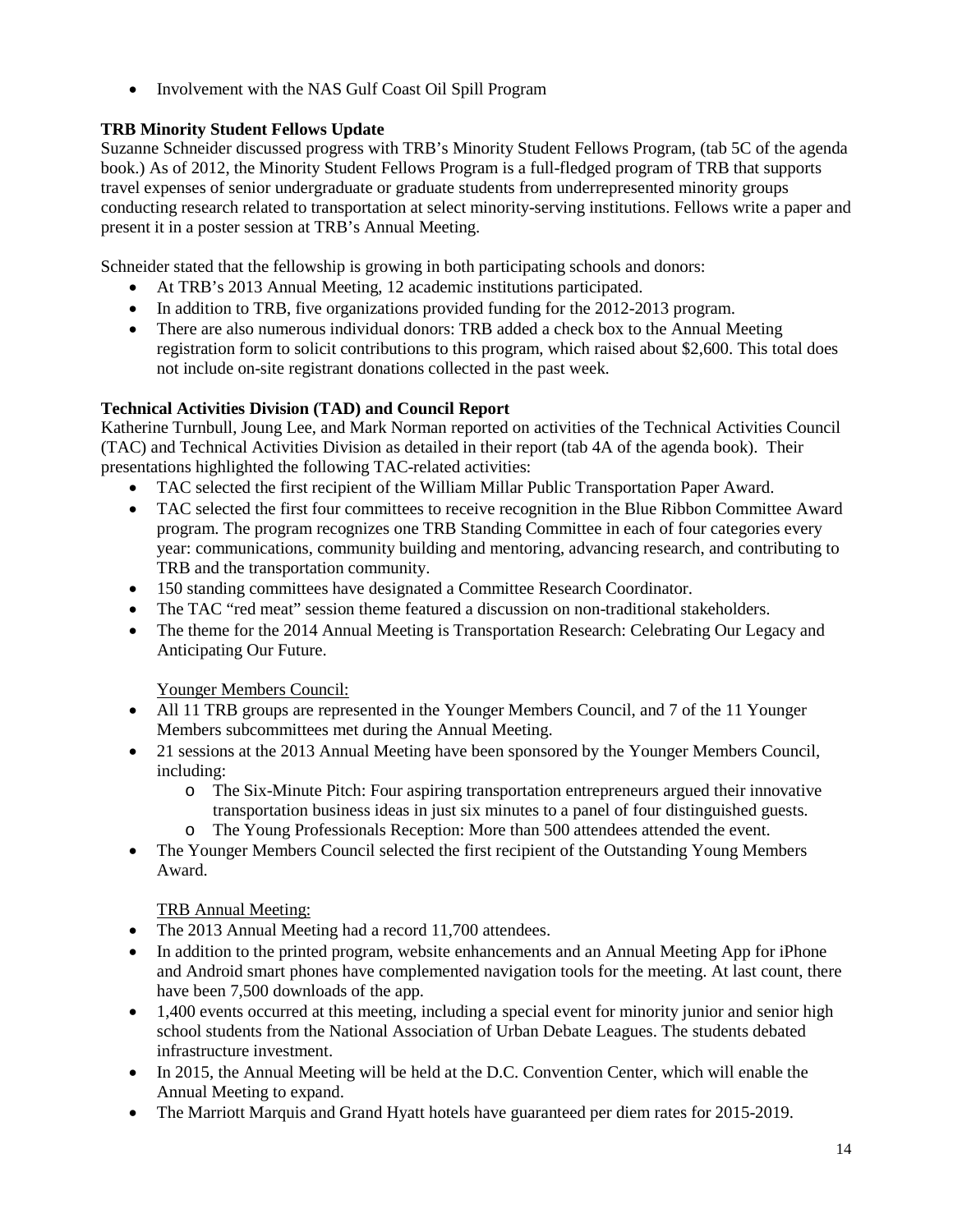- Involvement with the NAS Gulf Coast Oil Spill Program

**TRB Minority Student Fellows Update**
Suzanne Schneider discussed progress with TRB's Minority Student Fellows Program, (tab 5C of the agenda book.) As of 2012, the Minority Student Fellows Program is a full-fledged program of TRB that supports travel expenses of senior undergraduate or graduate students from underrepresented minority groups conducting research related to transportation at select minority-serving institutions. Fellows write a paper and present it in a poster session at TRB's Annual Meeting.

Schneider stated that the fellowship is growing in both participating schools and donors:

- At TRB's 2013 Annual Meeting, 12 academic institutions participated.
- In addition to TRB, five organizations provided funding for the 2012-2013 program.
- There are also numerous individual donors: TRB added a check box to the Annual Meeting registration form to solicit contributions to this program, which raised about $2,600. This total does not include on-site registrant donations collected in the past week.

**Technical Activities Division (TAD) and Council Report**
Katherine Turnbull, Joung Lee, and Mark Norman reported on activities of the Technical Activities Council (TAC) and Technical Activities Division as detailed in their report (tab 4A of the agenda book). Their presentations highlighted the following TAC-related activities:

- TAC selected the first recipient of the William Millar Public Transportation Paper Award.
- TAC selected the first four committees to receive recognition in the Blue Ribbon Committee Award program. The program recognizes one TRB Standing Committee in each of four categories every year: communications, community building and mentoring, advancing research, and contributing to TRB and the transportation community.
- 150 standing committees have designated a Committee Research Coordinator.
- The TAC "red meat" session theme featured a discussion on non-traditional stakeholders.
- The theme for the 2014 Annual Meeting is Transportation Research: Celebrating Our Legacy and Anticipating Our Future.

Younger Members Council:

- All 11 TRB groups are represented in the Younger Members Council, and 7 of the 11 Younger Members subcommittees met during the Annual Meeting.
- 21 sessions at the 2013 Annual Meeting have been sponsored by the Younger Members Council, including:
  - The Six-Minute Pitch: Four aspiring transportation entrepreneurs argued their innovative transportation business ideas in just six minutes to a panel of four distinguished guests.
  - The Young Professionals Reception: More than 500 attendees attended the event.
- The Younger Members Council selected the first recipient of the Outstanding Young Members Award.

TRB Annual Meeting:

- The 2013 Annual Meeting had a record 11,700 attendees.
- In addition to the printed program, website enhancements and an Annual Meeting App for iPhone and Android smart phones have complemented navigation tools for the meeting. At last count, there have been 7,500 downloads of the app.
- 1,400 events occurred at this meeting, including a special event for minority junior and senior high school students from the National Association of Urban Debate Leagues. The students debated infrastructure investment.
- In 2015, the Annual Meeting will be held at the D.C. Convention Center, which will enable the Annual Meeting to expand.
- The Marriott Marquis and Grand Hyatt hotels have guaranteed per diem rates for 2015-2019.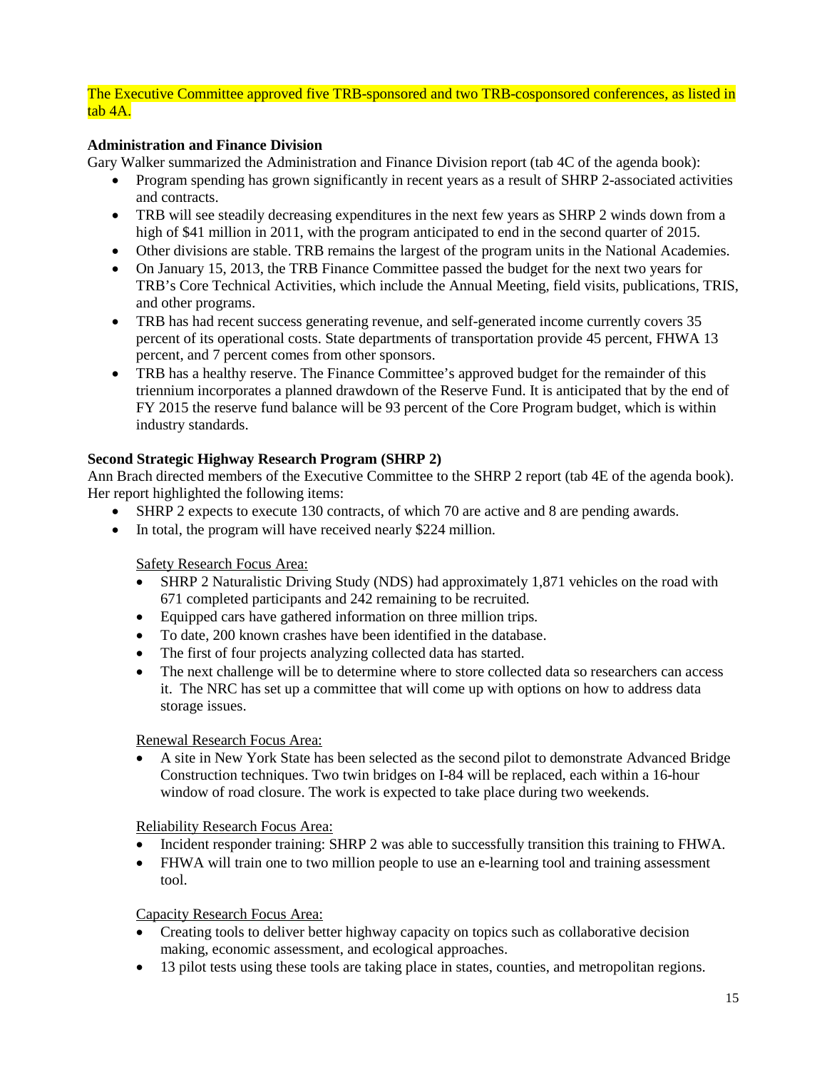The Executive Committee approved five TRB-sponsored and two TRB-cosponsored conferences, as listed in tab 4A.

**Administration and Finance Division**

Gary Walker summarized the Administration and Finance Division report (tab 4C of the agenda book):

- Program spending has grown significantly in recent years as a result of SHRP 2-associated activities and contracts.
- TRB will see steadily decreasing expenditures in the next few years as SHRP 2 winds down from a high of $41 million in 2011, with the program anticipated to end in the second quarter of 2015.
- Other divisions are stable. TRB remains the largest of the program units in the National Academies.
- On January 15, 2013, the TRB Finance Committee passed the budget for the next two years for TRB's Core Technical Activities, which include the Annual Meeting, field visits, publications, TRIS, and other programs.
- TRB has had recent success generating revenue, and self-generated income currently covers 35 percent of its operational costs. State departments of transportation provide 45 percent, FHWA 13 percent, and 7 percent comes from other sponsors.
- TRB has a healthy reserve. The Finance Committee's approved budget for the remainder of this triennium incorporates a planned drawdown of the Reserve Fund. It is anticipated that by the end of FY 2015 the reserve fund balance will be 93 percent of the Core Program budget, which is within industry standards.

**Second Strategic Highway Research Program (SHRP 2)**

Ann Brach directed members of the Executive Committee to the SHRP 2 report (tab 4E of the agenda book). Her report highlighted the following items:

- SHRP 2 expects to execute 130 contracts, of which 70 are active and 8 are pending awards.
- In total, the program will have received nearly $224 million.

Safety Research Focus Area:

- SHRP 2 Naturalistic Driving Study (NDS) had approximately 1,871 vehicles on the road with 671 completed participants and 242 remaining to be recruited.
- Equipped cars have gathered information on three million trips.
- To date, 200 known crashes have been identified in the database.
- The first of four projects analyzing collected data has started.
- The next challenge will be to determine where to store collected data so researchers can access it. The NRC has set up a committee that will come up with options on how to address data storage issues.

Renewal Research Focus Area:

- A site in New York State has been selected as the second pilot to demonstrate Advanced Bridge Construction techniques. Two twin bridges on I-84 will be replaced, each within a 16-hour window of road closure. The work is expected to take place during two weekends.

Reliability Research Focus Area:

- Incident responder training: SHRP 2 was able to successfully transition this training to FHWA.
- FHWA will train one to two million people to use an e-learning tool and training assessment tool.

Capacity Research Focus Area:

- Creating tools to deliver better highway capacity on topics such as collaborative decision making, economic assessment, and ecological approaches.
- 13 pilot tests using these tools are taking place in states, counties, and metropolitan regions.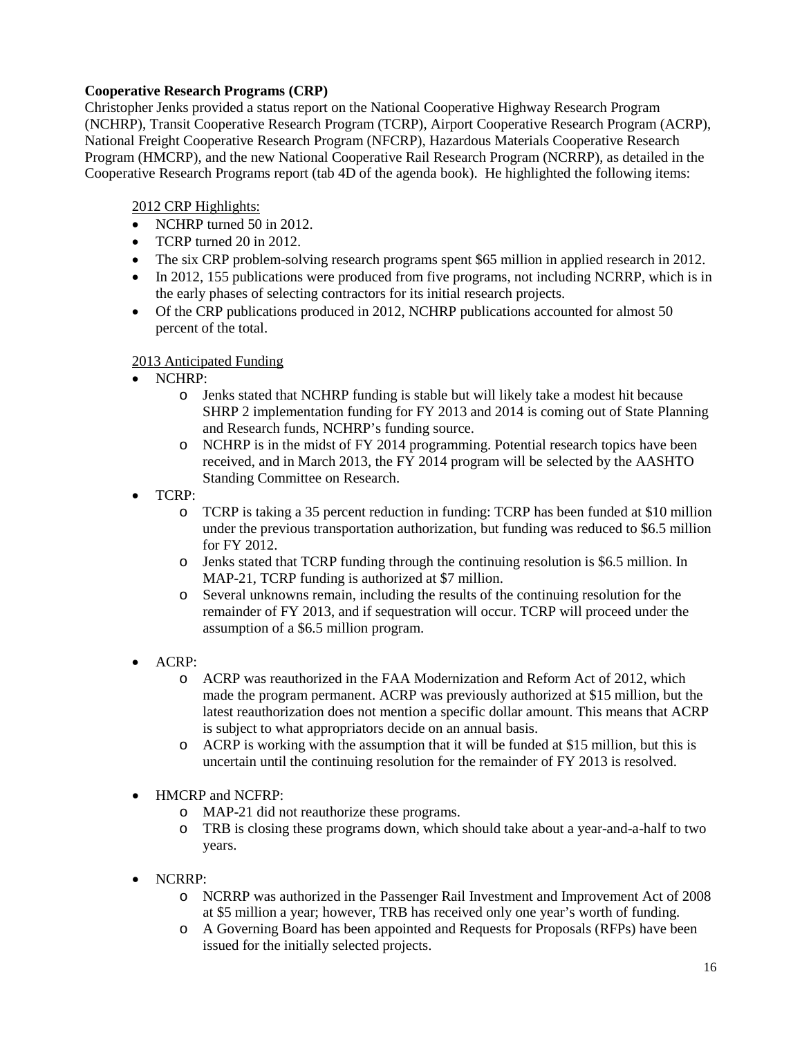**Cooperative Research Programs (CRP)**

Christopher Jenks provided a status report on the National Cooperative Highway Research Program (NCHRP), Transit Cooperative Research Program (TCRP), Airport Cooperative Research Program (ACRP), National Freight Cooperative Research Program (NFCRP), Hazardous Materials Cooperative Research Program (HMCRP), and the new National Cooperative Rail Research Program (NCRRP), as detailed in the Cooperative Research Programs report (tab 4D of the agenda book). He highlighted the following items:

<u>2012 CRP Highlights:</u>

- NCHRP turned 50 in 2012.
- TCRP turned 20 in 2012.
- The six CRP problem-solving research programs spent $65 million in applied research in 2012.
- In 2012, 155 publications were produced from five programs, not including NCRRP, which is in the early phases of selecting contractors for its initial research projects.
- Of the CRP publications produced in 2012, NCHRP publications accounted for almost 50 percent of the total.

<u>2013 Anticipated Funding</u>

- NCHRP:
    - Jenks stated that NCHRP funding is stable but will likely take a modest hit because SHRP 2 implementation funding for FY 2013 and 2014 is coming out of State Planning and Research funds, NCHRP's funding source.
    - NCHRP is in the midst of FY 2014 programming. Potential research topics have been received, and in March 2013, the FY 2014 program will be selected by the AASHTO Standing Committee on Research.
- TCRP:
    - TCRP is taking a 35 percent reduction in funding: TCRP has been funded at $10 million under the previous transportation authorization, but funding was reduced to $6.5 million for FY 2012.
    - Jenks stated that TCRP funding through the continuing resolution is $6.5 million. In MAP-21, TCRP funding is authorized at $7 million.
    - Several unknowns remain, including the results of the continuing resolution for the remainder of FY 2013, and if sequestration will occur. TCRP will proceed under the assumption of a $6.5 million program.
- ACRP:
    - ACRP was reauthorized in the FAA Modernization and Reform Act of 2012, which made the program permanent. ACRP was previously authorized at $15 million, but the latest reauthorization does not mention a specific dollar amount. This means that ACRP is subject to what appropriators decide on an annual basis.
    - ACRP is working with the assumption that it will be funded at $15 million, but this is uncertain until the continuing resolution for the remainder of FY 2013 is resolved.
- HMCRP and NCFRP:
    - MAP-21 did not reauthorize these programs.
    - TRB is closing these programs down, which should take about a year-and-a-half to two years.
- NCRRP:
    - NCRRP was authorized in the Passenger Rail Investment and Improvement Act of 2008 at $5 million a year; however, TRB has received only one year's worth of funding.
    - A Governing Board has been appointed and Requests for Proposals (RFPs) have been issued for the initially selected projects.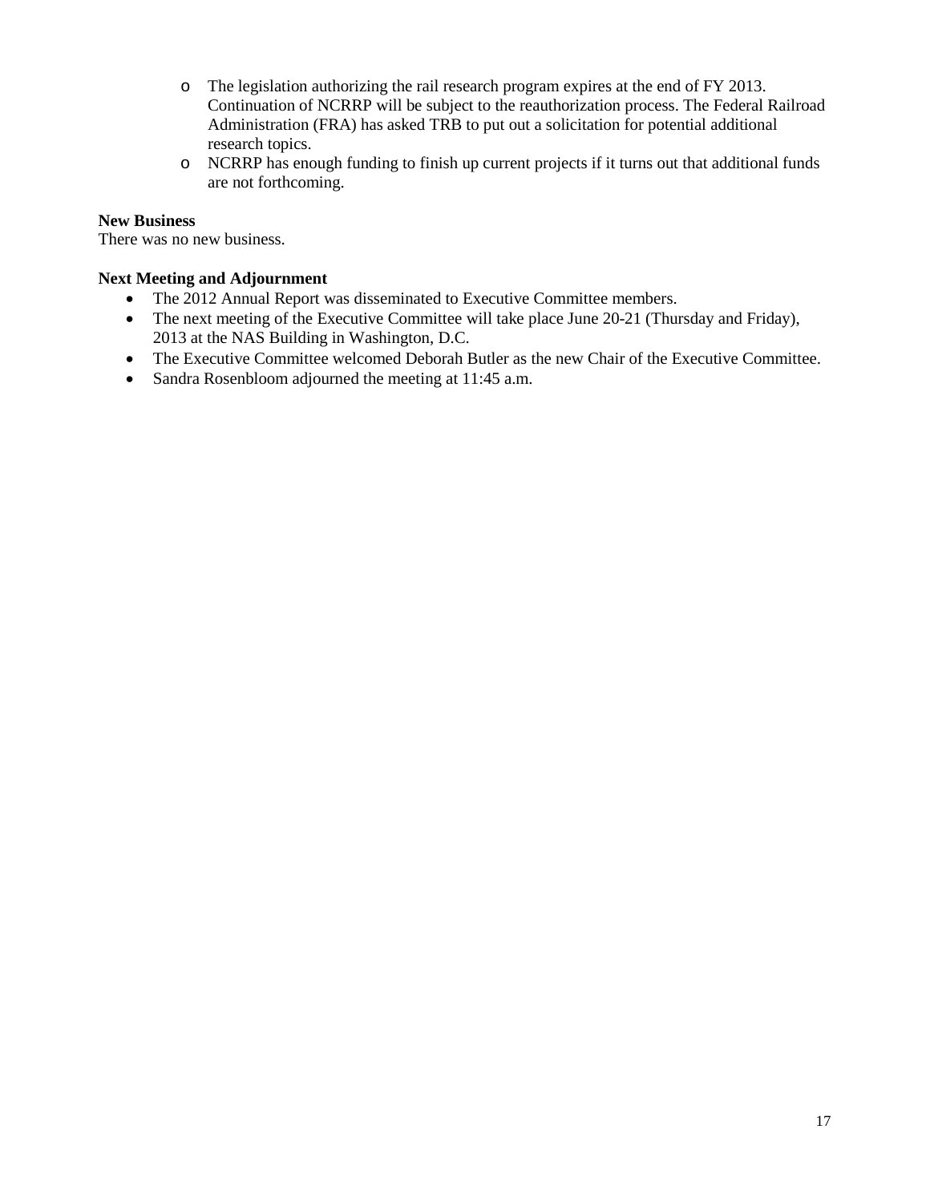- The legislation authorizing the rail research program expires at the end of FY 2013. Continuation of NCRRP will be subject to the reauthorization process. The Federal Railroad Administration (FRA) has asked TRB to put out a solicitation for potential additional research topics.
- NCRRP has enough funding to finish up current projects if it turns out that additional funds are not forthcoming.

**New Business**

There was no new business.

**Next Meeting and Adjournment**

- The 2012 Annual Report was disseminated to Executive Committee members.
- The next meeting of the Executive Committee will take place June 20-21 (Thursday and Friday), 2013 at the NAS Building in Washington, D.C.
- The Executive Committee welcomed Deborah Butler as the new Chair of the Executive Committee.
- Sandra Rosenbloom adjourned the meeting at 11:45 a.m.